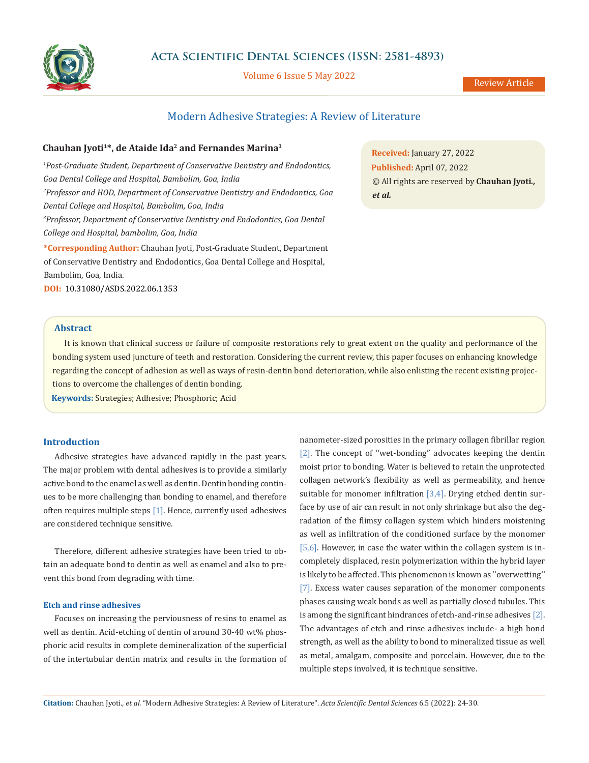# Modern Adhesive Strategies: A Review of Literature

**Chauhan Jyoti[1]\*, de Ataide Ida[2] and Fernandes Marina[3]**

*[1]Post-Graduate Student, Department of Conservative Dentistry and Endodontics, Goa Dental College and Hospital, Bambolim, Goa, India*

*[2]Professor and HOD, Department of Conservative Dentistry and Endodontics, Goa Dental College and Hospital, Bambolim, Goa, India*

*[3]Professor, Department of Conservative Dentistry and Endodontics, Goa Dental College and Hospital, bambolim, Goa, India*

**\*Corresponding Author:** Chauhan Jyoti, Post-Graduate Student, Department of Conservative Dentistry and Endodontics, Goa Dental College and Hospital, Bambolim, Goa, India.

**DOI:** 10.31080/ASDS.2022.06.1353

**Received:** January 27, 2022

**Published:** April 07, 2022

© All rights are reserved by **Chauhan Jyoti., *et al.***

## Abstract

It is known that clinical success or failure of composite restorations rely to great extent on the quality and performance of the bonding system used juncture of teeth and restoration. Considering the current review, this paper focuses on enhancing knowledge regarding the concept of adhesion as well as ways of resin-dentin bond deterioration, while also enlisting the recent existing projections to overcome the challenges of dentin bonding.

**Keywords:** Strategies; Adhesive; Phosphoric; Acid

## Introduction

Adhesive strategies have advanced rapidly in the past years. The major problem with dental adhesives is to provide a similarly active bond to the enamel as well as dentin. Dentin bonding continues to be more challenging than bonding to enamel, and therefore often requires multiple steps [1]. Hence, currently used adhesives are considered technique sensitive.

Therefore, different adhesive strategies have been tried to obtain an adequate bond to dentin as well as enamel and also to prevent this bond from degrading with time.

### Etch and rinse adhesives

Focuses on increasing the perviousness of resins to enamel as well as dentin. Acid-etching of dentin of around 30-40 wt% phosphoric acid results in complete demineralization of the superficial of the intertubular dentin matrix and results in the formation of nanometer-sized porosities in the primary collagen fibrillar region [2]. The concept of ''wet-bonding" advocates keeping the dentin moist prior to bonding. Water is believed to retain the unprotected collagen network's flexibility as well as permeability, and hence suitable for monomer infiltration [3,4]. Drying etched dentin surface by use of air can result in not only shrinkage but also the degradation of the flimsy collagen system which hinders moistening as well as infiltration of the conditioned surface by the monomer [5,6]. However, in case the water within the collagen system is incompletely displaced, resin polymerization within the hybrid layer is likely to be affected. This phenomenon is known as ''overwetting'' [7]. Excess water causes separation of the monomer components phases causing weak bonds as well as partially closed tubules. This is among the significant hindrances of etch-and-rinse adhesives [2]. The advantages of etch and rinse adhesives include- a high bond strength, as well as the ability to bond to mineralized tissue as well as metal, amalgam, composite and porcelain. However, due to the multiple steps involved, it is technique sensitive.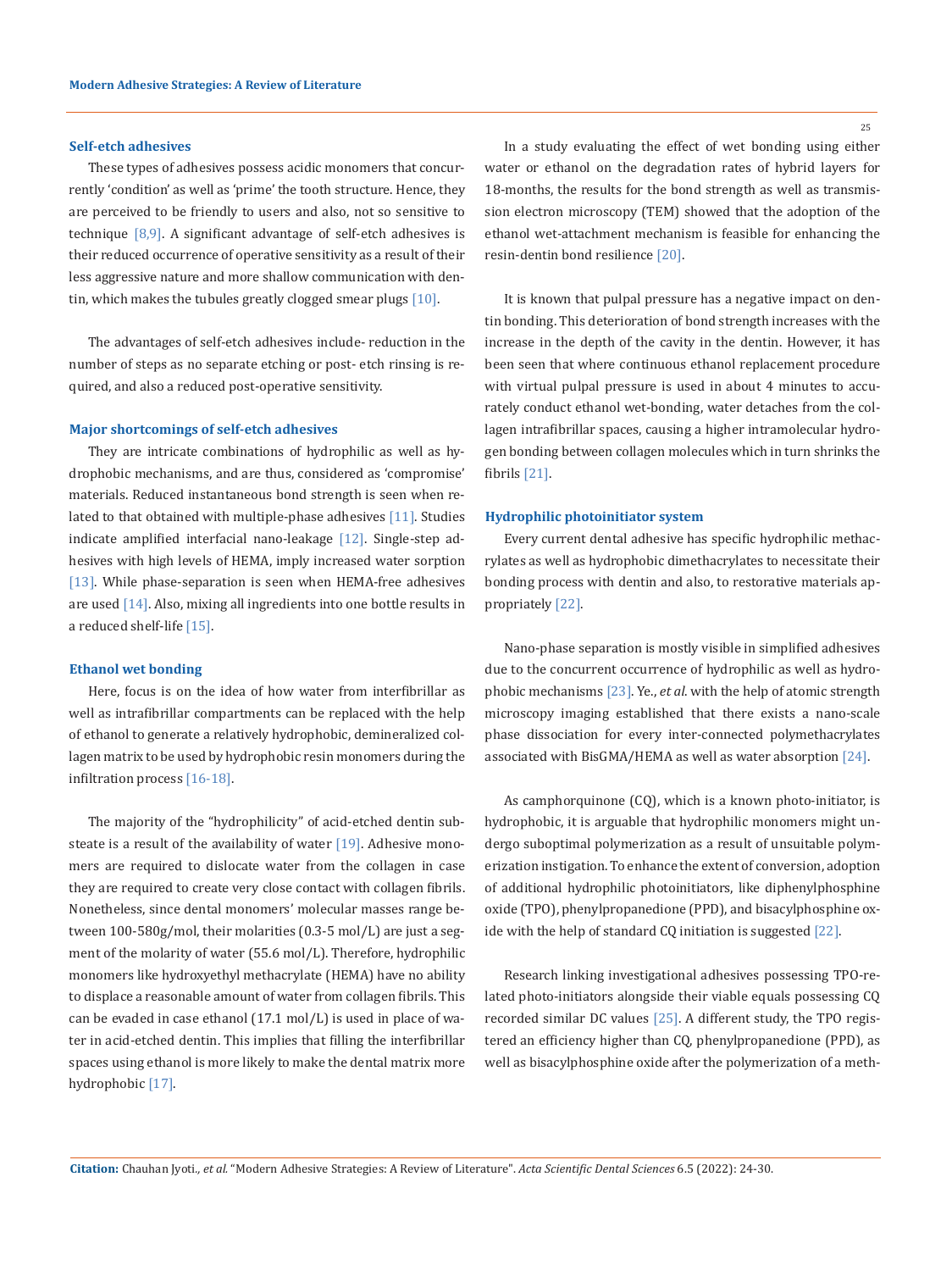### Self-etch adhesives

These types of adhesives possess acidic monomers that concurrently 'condition' as well as 'prime' the tooth structure. Hence, they are perceived to be friendly to users and also, not so sensitive to technique [8,9]. A significant advantage of self-etch adhesives is their reduced occurrence of operative sensitivity as a result of their less aggressive nature and more shallow communication with dentin, which makes the tubules greatly clogged smear plugs [10].

The advantages of self-etch adhesives include- reduction in the number of steps as no separate etching or post- etch rinsing is required, and also a reduced post-operative sensitivity.

### Major shortcomings of self-etch adhesives

They are intricate combinations of hydrophilic as well as hydrophobic mechanisms, and are thus, considered as 'compromise' materials. Reduced instantaneous bond strength is seen when related to that obtained with multiple-phase adhesives [11]. Studies indicate amplified interfacial nano-leakage [12]. Single-step adhesives with high levels of HEMA, imply increased water sorption [13]. While phase-separation is seen when HEMA-free adhesives are used [14]. Also, mixing all ingredients into one bottle results in a reduced shelf-life [15].

### Ethanol wet bonding

Here, focus is on the idea of how water from interfibrillar as well as intrafibrillar compartments can be replaced with the help of ethanol to generate a relatively hydrophobic, demineralized collagen matrix to be used by hydrophobic resin monomers during the infiltration process [16-18].

The majority of the "hydrophilicity" of acid-etched dentin substeate is a result of the availability of water [19]. Adhesive monomers are required to dislocate water from the collagen in case they are required to create very close contact with collagen fibrils. Nonetheless, since dental monomers' molecular masses range between 100-580g/mol, their molarities (0.3-5 mol/L) are just a segment of the molarity of water (55.6 mol/L). Therefore, hydrophilic monomers like hydroxyethyl methacrylate (HEMA) have no ability to displace a reasonable amount of water from collagen fibrils. This can be evaded in case ethanol (17.1 mol/L) is used in place of water in acid-etched dentin. This implies that filling the interfibrillar spaces using ethanol is more likely to make the dental matrix more hydrophobic [17].

In a study evaluating the effect of wet bonding using either water or ethanol on the degradation rates of hybrid layers for 18-months, the results for the bond strength as well as transmission electron microscopy (TEM) showed that the adoption of the ethanol wet-attachment mechanism is feasible for enhancing the resin-dentin bond resilience [20].

It is known that pulpal pressure has a negative impact on dentin bonding. This deterioration of bond strength increases with the increase in the depth of the cavity in the dentin. However, it has been seen that where continuous ethanol replacement procedure with virtual pulpal pressure is used in about 4 minutes to accurately conduct ethanol wet-bonding, water detaches from the collagen intrafibrillar spaces, causing a higher intramolecular hydrogen bonding between collagen molecules which in turn shrinks the fibrils [21].

### Hydrophilic photoinitiator system

Every current dental adhesive has specific hydrophilic methacrylates as well as hydrophobic dimethacrylates to necessitate their bonding process with dentin and also, to restorative materials appropriately [22].

Nano-phase separation is mostly visible in simplified adhesives due to the concurrent occurrence of hydrophilic as well as hydrophobic mechanisms [23]. Ye., *et al*. with the help of atomic strength microscopy imaging established that there exists a nano-scale phase dissociation for every inter-connected polymethacrylates associated with BisGMA/HEMA as well as water absorption [24].

As camphorquinone (CQ), which is a known photo-initiator, is hydrophobic, it is arguable that hydrophilic monomers might undergo suboptimal polymerization as a result of unsuitable polymerization instigation. To enhance the extent of conversion, adoption of additional hydrophilic photoinitiators, like diphenylphosphine oxide (TPO), phenylpropanedione (PPD), and bisacylphosphine oxide with the help of standard CQ initiation is suggested [22].

Research linking investigational adhesives possessing TPO-related photo-initiators alongside their viable equals possessing CQ recorded similar DC values [25]. A different study, the TPO registered an efficiency higher than CQ, phenylpropanedione (PPD), as well as bisacylphosphine oxide after the polymerization of a meth-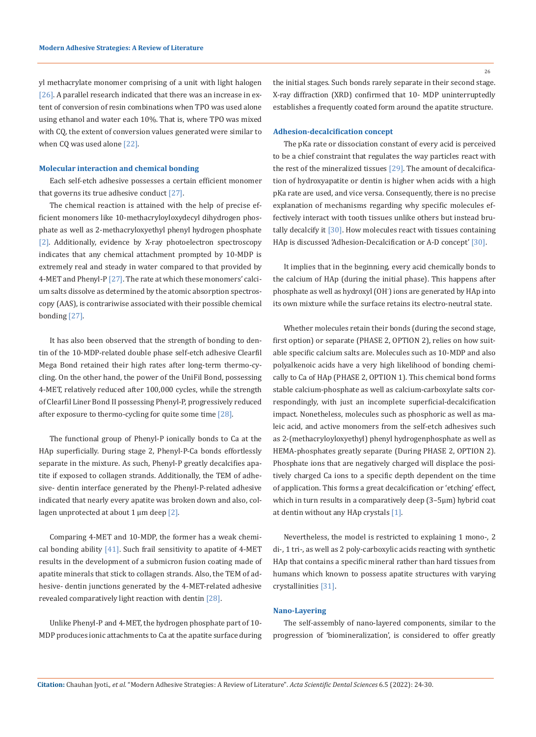yl methacrylate monomer comprising of a unit with light halogen [26]. A parallel research indicated that there was an increase in extent of conversion of resin combinations when TPO was used alone using ethanol and water each 10%. That is, where TPO was mixed with CQ, the extent of conversion values generated were similar to when CQ was used alone [22].

### Molecular interaction and chemical bonding

Each self-etch adhesive possesses a certain efficient monomer that governs its true adhesive conduct [27].

The chemical reaction is attained with the help of precise efficient monomers like 10-methacryloyloxydecyl dihydrogen phosphate as well as 2-methacryloxyethyl phenyl hydrogen phosphate [2]. Additionally, evidence by X-ray photoelectron spectroscopy indicates that any chemical attachment prompted by 10-MDP is extremely real and steady in water compared to that provided by 4-MET and Phenyl-P [27]. The rate at which these monomers' calcium salts dissolve as determined by the atomic absorption spectroscopy (AAS), is contrariwise associated with their possible chemical bonding [27].

It has also been observed that the strength of bonding to dentin of the 10-MDP-related double phase self-etch adhesive Clearfil Mega Bond retained their high rates after long-term thermo-cycling. On the other hand, the power of the UniFil Bond, possessing 4-MET, relatively reduced after 100,000 cycles, while the strength of Clearfil Liner Bond II possessing Phenyl-P, progressively reduced after exposure to thermo-cycling for quite some time [28].

The functional group of Phenyl-P ionically bonds to Ca at the HAp superficially. During stage 2, Phenyl-P-Ca bonds effortlessly separate in the mixture. As such, Phenyl-P greatly decalcifies apatite if exposed to collagen strands. Additionally, the TEM of adhesive- dentin interface generated by the Phenyl-P-related adhesive indicated that nearly every apatite was broken down and also, collagen unprotected at about 1 µm deep [2].

Comparing 4-MET and 10-MDP, the former has a weak chemical bonding ability [41]. Such frail sensitivity to apatite of 4-MET results in the development of a submicron fusion coating made of apatite minerals that stick to collagen strands. Also, the TEM of adhesive- dentin junctions generated by the 4-MET-related adhesive revealed comparatively light reaction with dentin [28].

Unlike Phenyl-P and 4-MET, the hydrogen phosphate part of 10-MDP produces ionic attachments to Ca at the apatite surface during the initial stages. Such bonds rarely separate in their second stage. X-ray diffraction (XRD) confirmed that 10- MDP uninterruptedly establishes a frequently coated form around the apatite structure.

### Adhesion-decalcification concept

The pKa rate or dissociation constant of every acid is perceived to be a chief constraint that regulates the way particles react with the rest of the mineralized tissues [29]. The amount of decalcification of hydroxyapatite or dentin is higher when acids with a high pKa rate are used, and vice versa. Consequently, there is no precise explanation of mechanisms regarding why specific molecules effectively interact with tooth tissues unlike others but instead brutally decalcify it [30]. How molecules react with tissues containing HAp is discussed 'Adhesion-Decalcification or A-D concept' [30].

It implies that in the beginning, every acid chemically bonds to the calcium of HAp (during the initial phase). This happens after phosphate as well as hydroxyl ($OH^-$) ions are generated by HAp into its own mixture while the surface retains its electro-neutral state.

Whether molecules retain their bonds (during the second stage, first option) or separate (PHASE 2, OPTION 2), relies on how suitable specific calcium salts are. Molecules such as 10-MDP and also polyalkenoic acids have a very high likelihood of bonding chemically to Ca of HAp (PHASE 2, OPTION 1). This chemical bond forms stable calcium-phosphate as well as calcium-carboxylate salts correspondingly, with just an incomplete superficial-decalcification impact. Nonetheless, molecules such as phosphoric as well as maleic acid, and active monomers from the self-etch adhesives such as 2-(methacryloyloxyethyl) phenyl hydrogenphosphate as well as HEMA-phosphates greatly separate (During PHASE 2, OPTION 2). Phosphate ions that are negatively charged will displace the positively charged Ca ions to a specific depth dependent on the time of application. This forms a great decalcification or 'etching' effect, which in turn results in a comparatively deep (3–5µm) hybrid coat at dentin without any HAp crystals [1].

Nevertheless, the model is restricted to explaining 1 mono-, 2 di-, 1 tri-, as well as 2 poly-carboxylic acids reacting with synthetic HAp that contains a specific mineral rather than hard tissues from humans which known to possess apatite structures with varying crystallinities [31].

### Nano-Layering

The self-assembly of nano-layered components, similar to the progression of 'biomineralization', is considered to offer greatly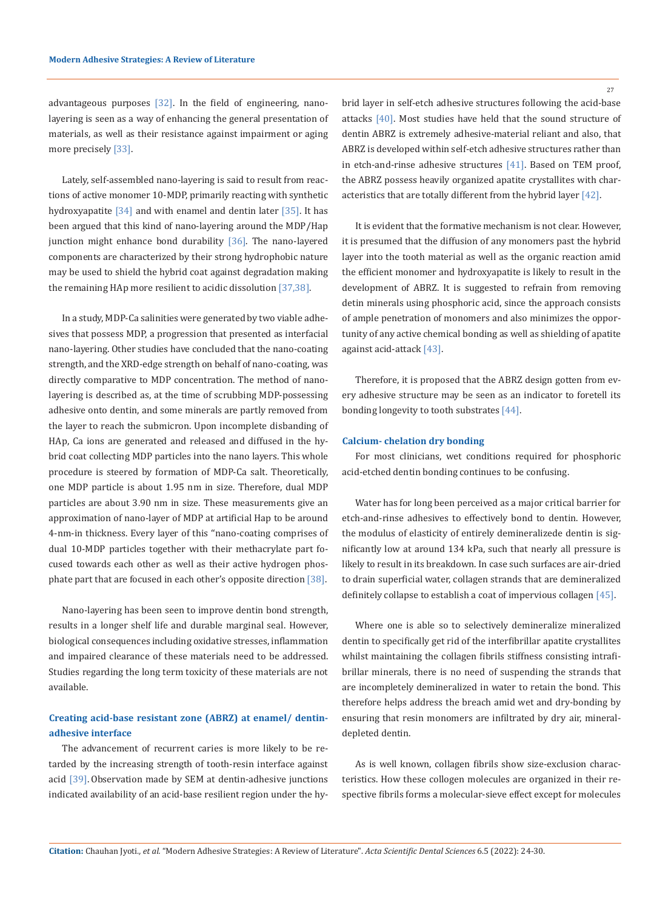advantageous purposes [32]. In the field of engineering, nano-layering is seen as a way of enhancing the general presentation of materials, as well as their resistance against impairment or aging more precisely [33].

Lately, self-assembled nano-layering is said to result from reactions of active monomer 10-MDP, primarily reacting with synthetic hydroxyapatite [34] and with enamel and dentin later [35]. It has been argued that this kind of nano-layering around the MDP/Hap junction might enhance bond durability [36]. The nano-layered components are characterized by their strong hydrophobic nature may be used to shield the hybrid coat against degradation making the remaining HAp more resilient to acidic dissolution [37,38].

In a study, MDP-Ca salinities were generated by two viable adhesives that possess MDP, a progression that presented as interfacial nano-layering. Other studies have concluded that the nano-coating strength, and the XRD-edge strength on behalf of nano-coating, was directly comparative to MDP concentration. The method of nano-layering is described as, at the time of scrubbing MDP-possessing adhesive onto dentin, and some minerals are partly removed from the layer to reach the submicron. Upon incomplete disbanding of HAp, Ca ions are generated and released and diffused in the hybrid coat collecting MDP particles into the nano layers. This whole procedure is steered by formation of MDP-Ca salt. Theoretically, one MDP particle is about 1.95 nm in size. Therefore, dual MDP particles are about 3.90 nm in size. These measurements give an approximation of nano-layer of MDP at artificial Hap to be around 4-nm-in thickness. Every layer of this "nano-coating comprises of dual 10-MDP particles together with their methacrylate part focused towards each other as well as their active hydrogen phosphate part that are focused in each other's opposite direction [38].

Nano-layering has been seen to improve dentin bond strength, results in a longer shelf life and durable marginal seal. However, biological consequences including oxidative stresses, inflammation and impaired clearance of these materials need to be addressed. Studies regarding the long term toxicity of these materials are not available.

### Creating acid-base resistant zone (ABRZ) at enamel/ dentin-adhesive interface

The advancement of recurrent caries is more likely to be retarded by the increasing strength of tooth-resin interface against acid [39]. Observation made by SEM at dentin-adhesive junctions indicated availability of an acid-base resilient region under the hybrid layer in self-etch adhesive structures following the acid-base attacks [40]. Most studies have held that the sound structure of dentin ABRZ is extremely adhesive-material reliant and also, that ABRZ is developed within self-etch adhesive structures rather than in etch-and-rinse adhesive structures [41]. Based on TEM proof, the ABRZ possess heavily organized apatite crystallites with characteristics that are totally different from the hybrid layer [42].

It is evident that the formative mechanism is not clear. However, it is presumed that the diffusion of any monomers past the hybrid layer into the tooth material as well as the organic reaction amid the efficient monomer and hydroxyapatite is likely to result in the development of ABRZ. It is suggested to refrain from removing detin minerals using phosphoric acid, since the approach consists of ample penetration of monomers and also minimizes the opportunity of any active chemical bonding as well as shielding of apatite against acid-attack [43].

Therefore, it is proposed that the ABRZ design gotten from every adhesive structure may be seen as an indicator to foretell its bonding longevity to tooth substrates [44].

### Calcium- chelation dry bonding

For most clinicians, wet conditions required for phosphoric acid-etched dentin bonding continues to be confusing.

Water has for long been perceived as a major critical barrier for etch-and-rinse adhesives to effectively bond to dentin. However, the modulus of elasticity of entirely demineralizede dentin is significantly low at around 134 kPa, such that nearly all pressure is likely to result in its breakdown. In case such surfaces are air-dried to drain superficial water, collagen strands that are demineralized definitely collapse to establish a coat of impervious collagen [45].

Where one is able so to selectively demineralize mineralized dentin to specifically get rid of the interfibrillar apatite crystallites whilst maintaining the collagen fibrils stiffness consisting intrafibrillar minerals, there is no need of suspending the strands that are incompletely demineralized in water to retain the bond. This therefore helps address the breach amid wet and dry-bonding by ensuring that resin monomers are infiltrated by dry air, mineral-depleted dentin.

As is well known, collagen fibrils show size-exclusion characteristics. How these collogen molecules are organized in their respective fibrils forms a molecular-sieve effect except for molecules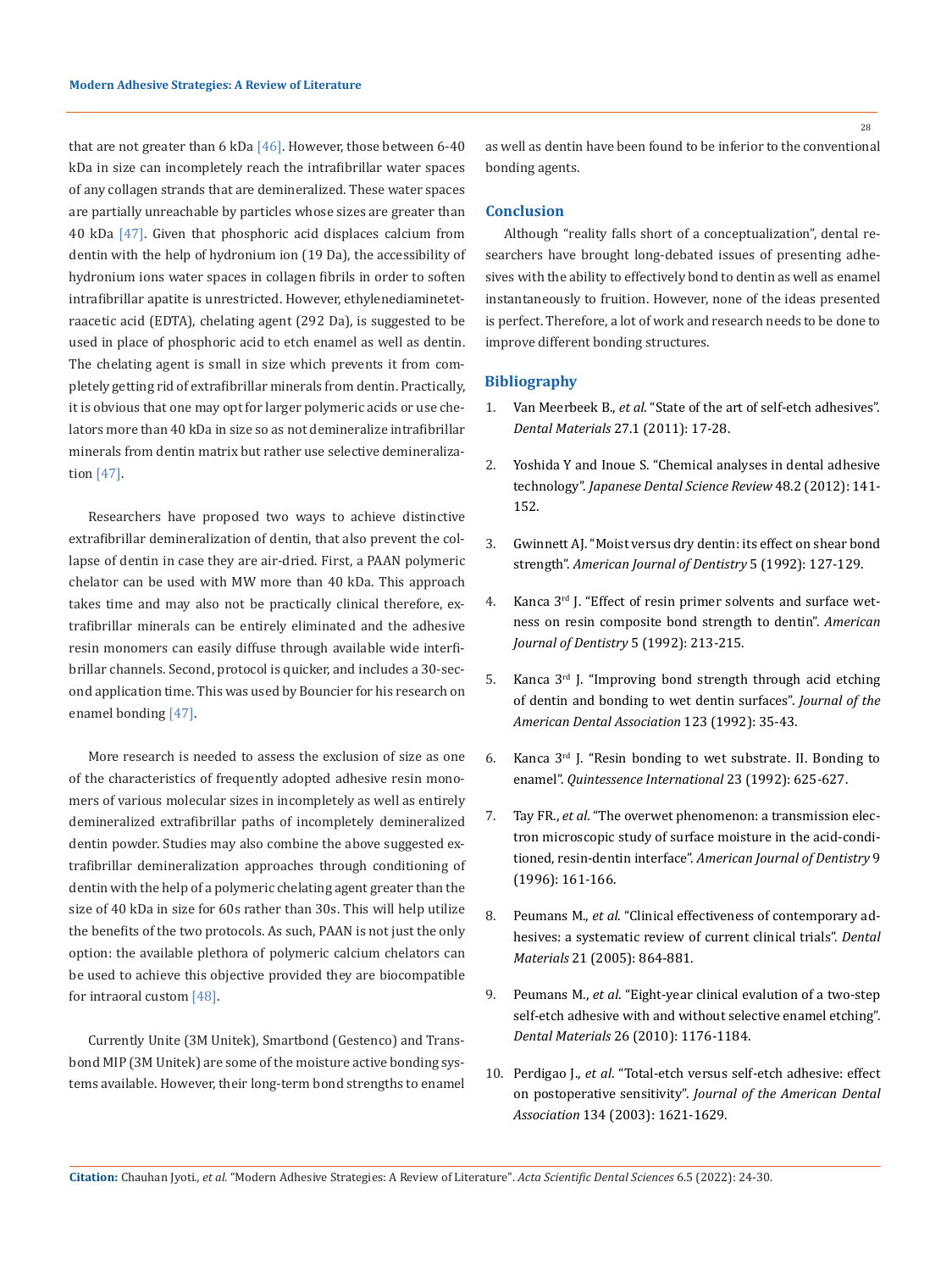that are not greater than 6 kDa [46]. However, those between 6-40 kDa in size can incompletely reach the intrafibrillar water spaces of any collagen strands that are demineralized. These water spaces are partially unreachable by particles whose sizes are greater than 40 kDa [47]. Given that phosphoric acid displaces calcium from dentin with the help of hydronium ion (19 Da), the accessibility of hydronium ions water spaces in collagen fibrils in order to soften intrafibrillar apatite is unrestricted. However, ethylenediaminetetraacetic acid (EDTA), chelating agent (292 Da), is suggested to be used in place of phosphoric acid to etch enamel as well as dentin. The chelating agent is small in size which prevents it from completely getting rid of extrafibrillar minerals from dentin. Practically, it is obvious that one may opt for larger polymeric acids or use chelators more than 40 kDa in size so as not demineralize intrafibrillar minerals from dentin matrix but rather use selective demineralization [47].

Researchers have proposed two ways to achieve distinctive extrafibrillar demineralization of dentin, that also prevent the collapse of dentin in case they are air-dried. First, a PAAN polymeric chelator can be used with MW more than 40 kDa. This approach takes time and may also not be practically clinical therefore, extrafibrillar minerals can be entirely eliminated and the adhesive resin monomers can easily diffuse through available wide interfibrillar channels. Second, protocol is quicker, and includes a 30-second application time. This was used by Bouncier for his research on enamel bonding [47].

More research is needed to assess the exclusion of size as one of the characteristics of frequently adopted adhesive resin monomers of various molecular sizes in incompletely as well as entirely demineralized extrafibrillar paths of incompletely demineralized dentin powder. Studies may also combine the above suggested extrafibrillar demineralization approaches through conditioning of dentin with the help of a polymeric chelating agent greater than the size of 40 kDa in size for 60s rather than 30s. This will help utilize the benefits of the two protocols. As such, PAAN is not just the only option: the available plethora of polymeric calcium chelators can be used to achieve this objective provided they are biocompatible for intraoral custom [48].

Currently Unite (3M Unitek), Smartbond (Gestenco) and Transbond MIP (3M Unitek) are some of the moisture active bonding systems available. However, their long-term bond strengths to enamel as well as dentin have been found to be inferior to the conventional bonding agents.

## Conclusion

Although "reality falls short of a conceptualization", dental researchers have brought long-debated issues of presenting adhesives with the ability to effectively bond to dentin as well as enamel instantaneously to fruition. However, none of the ideas presented is perfect. Therefore, a lot of work and research needs to be done to improve different bonding structures.

## Bibliography

1. Van Meerbeek B., *et al*. "State of the art of self-etch adhesives". *Dental Materials* 27.1 (2011): 17-28.
2. Yoshida Y and Inoue S. "Chemical analyses in dental adhesive technology". *Japanese Dental Science Review* 48.2 (2012): 141-152.
3. Gwinnett AJ. "Moist versus dry dentin: its effect on shear bond strength". *American Journal of Dentistry* 5 (1992): 127-129.
4. Kanca 3rd J. "Effect of resin primer solvents and surface wetness on resin composite bond strength to dentin". *American Journal of Dentistry* 5 (1992): 213-215.
5. Kanca 3rd J. "Improving bond strength through acid etching of dentin and bonding to wet dentin surfaces". *Journal of the American Dental Association* 123 (1992): 35-43.
6. Kanca 3rd J. "Resin bonding to wet substrate. II. Bonding to enamel". *Quintessence International* 23 (1992): 625-627.
7. Tay FR., *et al*. "The overwet phenomenon: a transmission electron microscopic study of surface moisture in the acid-conditioned, resin-dentin interface". *American Journal of Dentistry* 9 (1996): 161-166.
8. Peumans M., *et al*. "Clinical effectiveness of contemporary adhesives: a systematic review of current clinical trials". *Dental Materials* 21 (2005): 864-881.
9. Peumans M., *et al*. "Eight-year clinical evalution of a two-step self-etch adhesive with and without selective enamel etching". *Dental Materials* 26 (2010): 1176-1184.
10. Perdigao J., *et al*. "Total-etch versus self-etch adhesive: effect on postoperative sensitivity". *Journal of the American Dental Association* 134 (2003): 1621-1629.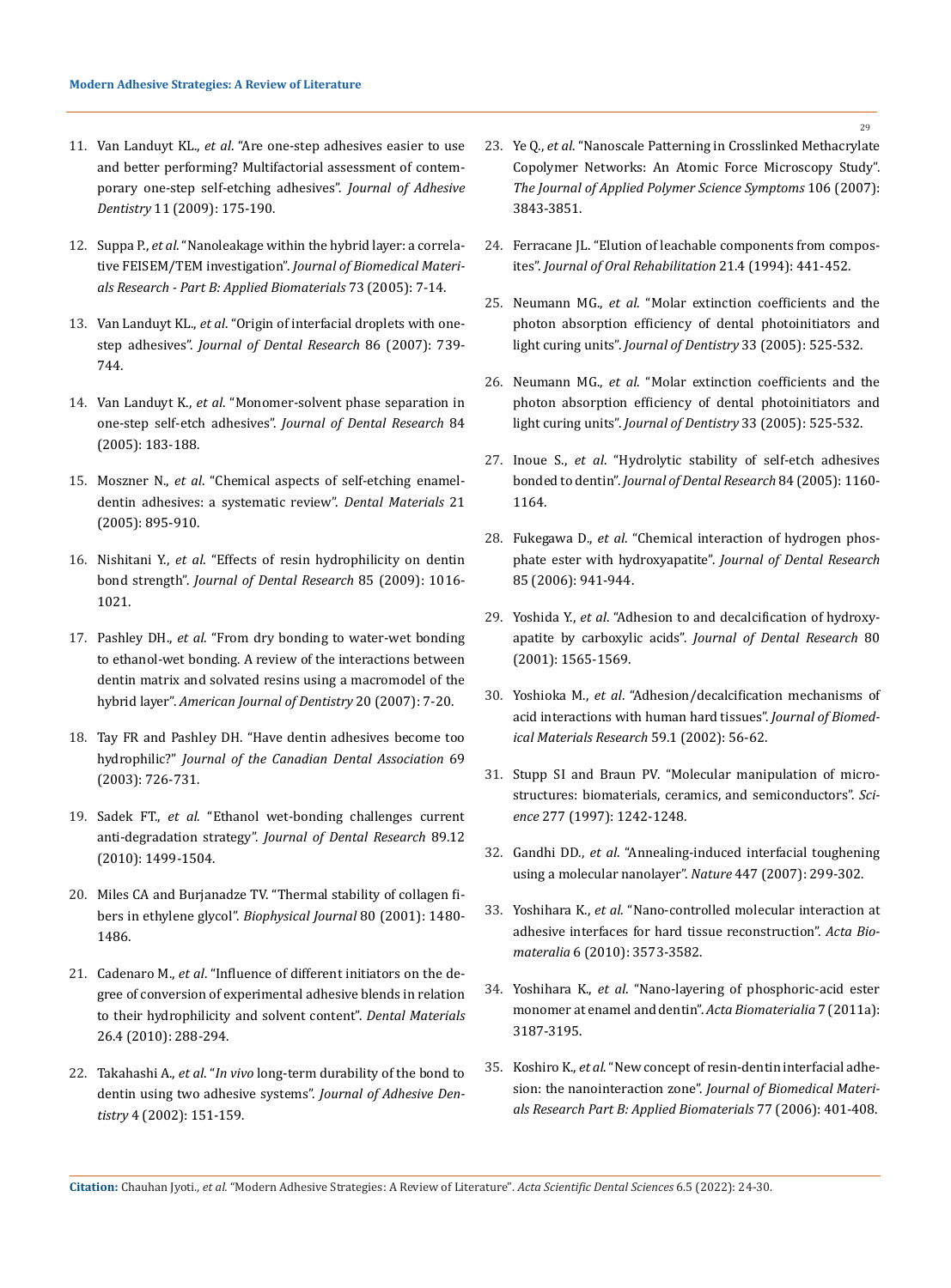11. Van Landuyt KL., *et al*. "Are one-step adhesives easier to use and better performing? Multifactorial assessment of contemporary one-step self-etching adhesives". *Journal of Adhesive Dentistry* 11 (2009): 175-190.
12. Suppa P., *et al*. "Nanoleakage within the hybrid layer: a correlative FEISEM/TEM investigation". *Journal of Biomedical Materials Research - Part B: Applied Biomaterials* 73 (2005): 7-14.
13. Van Landuyt KL., *et al*. "Origin of interfacial droplets with one-step adhesives". *Journal of Dental Research* 86 (2007): 739-744.
14. Van Landuyt K., *et al*. "Monomer-solvent phase separation in one-step self-etch adhesives". *Journal of Dental Research* 84 (2005): 183-188.
15. Moszner N., *et al*. "Chemical aspects of self-etching enamel-dentin adhesives: a systematic review". *Dental Materials* 21 (2005): 895-910.
16. Nishitani Y., *et al*. "Effects of resin hydrophilicity on dentin bond strength". *Journal of Dental Research* 85 (2009): 1016-1021.
17. Pashley DH., *et al*. "From dry bonding to water-wet bonding to ethanol-wet bonding. A review of the interactions between dentin matrix and solvated resins using a macromodel of the hybrid layer". *American Journal of Dentistry* 20 (2007): 7-20.
18. Tay FR and Pashley DH. "Have dentin adhesives become too hydrophilic?" *Journal of the Canadian Dental Association* 69 (2003): 726-731.
19. Sadek FT., *et al*. "Ethanol wet-bonding challenges current anti-degradation strategy". *Journal of Dental Research* 89.12 (2010): 1499-1504.
20. Miles CA and Burjanadze TV. "Thermal stability of collagen fibers in ethylene glycol". *Biophysical Journal* 80 (2001): 1480-1486.
21. Cadenaro M., *et al*. "Influence of different initiators on the degree of conversion of experimental adhesive blends in relation to their hydrophilicity and solvent content". *Dental Materials* 26.4 (2010): 288-294.
22. Takahashi A., *et al*. "*In vivo* long-term durability of the bond to dentin using two adhesive systems". *Journal of Adhesive Dentistry* 4 (2002): 151-159.
23. Ye Q., *et al*. "Nanoscale Patterning in Crosslinked Methacrylate Copolymer Networks: An Atomic Force Microscopy Study". *The Journal of Applied Polymer Science Symptoms* 106 (2007): 3843-3851.
24. Ferracane JL. "Elution of leachable components from composites". *Journal of Oral Rehabilitation* 21.4 (1994): 441-452.
25. Neumann MG., *et al*. "Molar extinction coefficients and the photon absorption efficiency of dental photoinitiators and light curing units". *Journal of Dentistry* 33 (2005): 525-532.
26. Neumann MG., *et al*. "Molar extinction coefficients and the photon absorption efficiency of dental photoinitiators and light curing units". *Journal of Dentistry* 33 (2005): 525-532.
27. Inoue S., *et al*. "Hydrolytic stability of self-etch adhesives bonded to dentin". *Journal of Dental Research* 84 (2005): 1160-1164.
28. Fukegawa D., *et al*. "Chemical interaction of hydrogen phosphate ester with hydroxyapatite". *Journal of Dental Research* 85 (2006): 941-944.
29. Yoshida Y., *et al*. "Adhesion to and decalcification of hydroxyapatite by carboxylic acids". *Journal of Dental Research* 80 (2001): 1565-1569.
30. Yoshioka M., *et al*. "Adhesion/decalcification mechanisms of acid interactions with human hard tissues". *Journal of Biomedical Materials Research* 59.1 (2002): 56-62.
31. Stupp SI and Braun PV. "Molecular manipulation of microstructures: biomaterials, ceramics, and semiconductors". *Science* 277 (1997): 1242-1248.
32. Gandhi DD., *et al*. "Annealing-induced interfacial toughening using a molecular nanolayer". *Nature* 447 (2007): 299-302.
33. Yoshihara K., *et al*. "Nano-controlled molecular interaction at adhesive interfaces for hard tissue reconstruction". *Acta Biomaterialia* 6 (2010): 3573-3582.
34. Yoshihara K., *et al*. "Nano-layering of phosphoric-acid ester monomer at enamel and dentin". *Acta Biomaterialia* 7 (2011a): 3187-3195.
35. Koshiro K., *et al*. "New concept of resin-dentin interfacial adhesion: the nanointeraction zone". *Journal of Biomedical Materials Research Part B: Applied Biomaterials* 77 (2006): 401-408.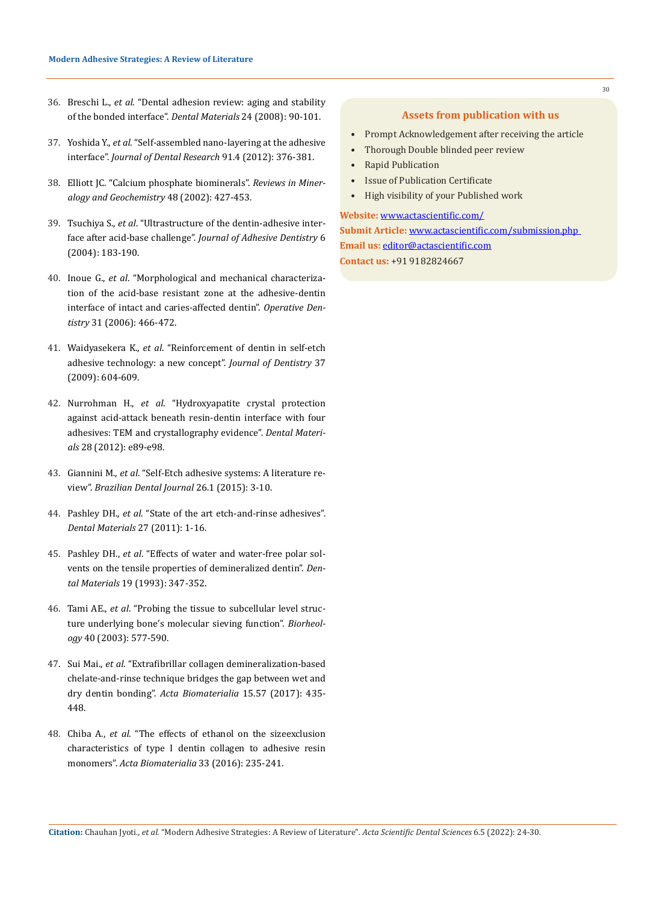36. Breschi L., *et al*. "Dental adhesion review: aging and stability of the bonded interface". *Dental Materials* 24 (2008): 90-101.

37. Yoshida Y., *et al*. "Self-assembled nano-layering at the adhesive interface". *Journal of Dental Research* 91.4 (2012): 376-381.

38. Elliott JC. "Calcium phosphate biominerals". *Reviews in Mineralogy and Geochemistry* 48 (2002): 427-453.

39. Tsuchiya S., *et al*. "Ultrastructure of the dentin-adhesive interface after acid-base challenge". *Journal of Adhesive Dentistry* 6 (2004): 183-190.

40. Inoue G., *et al*. "Morphological and mechanical characterization of the acid-base resistant zone at the adhesive-dentin interface of intact and caries-affected dentin". *Operative Dentistry* 31 (2006): 466-472.

41. Waidyasekera K., *et al*. "Reinforcement of dentin in self-etch adhesive technology: a new concept". *Journal of Dentistry* 37 (2009): 604-609.

42. Nurrohman H., *et al*. "Hydroxyapatite crystal protection against acid-attack beneath resin-dentin interface with four adhesives: TEM and crystallography evidence". *Dental Materials* 28 (2012): e89-e98.

43. Giannini M., *et al*. "Self-Etch adhesive systems: A literature review". *Brazilian Dental Journal* 26.1 (2015): 3-10.

44. Pashley DH., *et al*. "State of the art etch-and-rinse adhesives". *Dental Materials* 27 (2011): 1-16.

45. Pashley DH., *et al*. "Effects of water and water-free polar solvents on the tensile properties of demineralized dentin". *Dental Materials* 19 (1993): 347-352.

46. Tami AE., *et al*. "Probing the tissue to subcellular level structure underlying bone's molecular sieving function". *Biorheology* 40 (2003): 577-590.

47. Sui Mai., *et al*. "Extrafibrillar collagen demineralization-based chelate-and-rinse technique bridges the gap between wet and dry dentin bonding". *Acta Biomaterialia* 15.57 (2017): 435-448.

48. Chiba A., *et al*. "The effects of ethanol on the sizeexclusion characteristics of type I dentin collagen to adhesive resin monomers". *Acta Biomaterialia* 33 (2016): 235-241.

**Assets from publication with us**

- Prompt Acknowledgement after receiving the article
- Thorough Double blinded peer review
- Rapid Publication
- Issue of Publication Certificate
- High visibility of your Published work

**Website:** www.actascientific.com/
**Submit Article:** www.actascientific.com/submission.php
**Email us:** editor@actascientific.com
**Contact us:** +91 9182824667